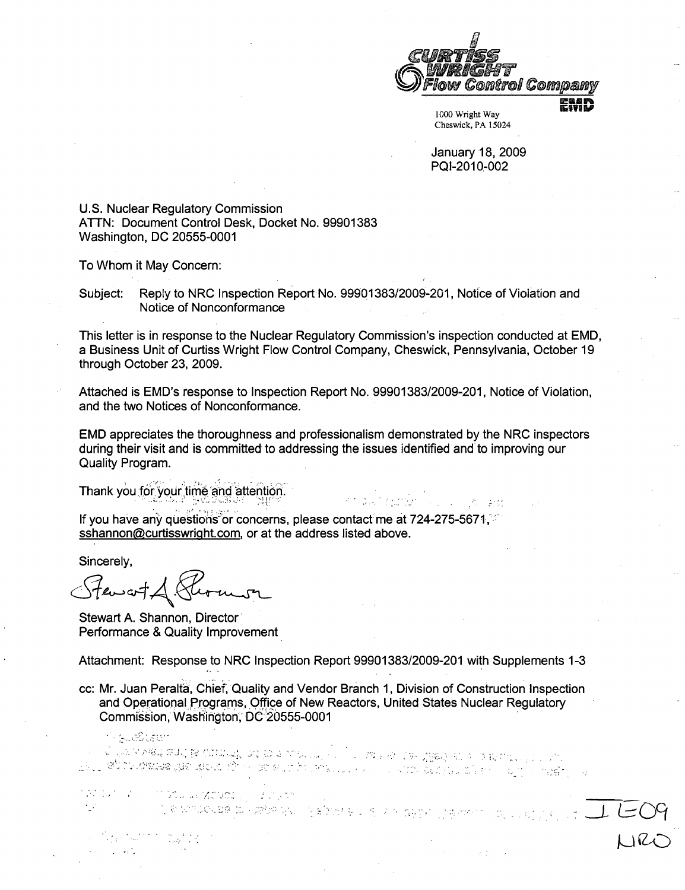CURTISS WRIGHT Flow Control Company

EMD

1000 Wright Way
Cheswick, PA 15024

January 18, 2009
PQI-2010-002

U.S. Nuclear Regulatory Commission
ATTN: Document Control Desk, Docket No. 99901383
Washington, DC 20555-0001

To Whom it May Concern:

Subject: Reply to NRC Inspection Report No. 99901383/2009-201, Notice of Violation and Notice of Nonconformance

This letter is in response to the Nuclear Regulatory Commission's inspection conducted at EMD, a Business Unit of Curtiss Wright Flow Control Company, Cheswick, Pennsylvania, October 19 through October 23, 2009.

Attached is EMD's response to Inspection Report No. 99901383/2009-201, Notice of Violation, and the two Notices of Nonconformance.

EMD appreciates the thoroughness and professionalism demonstrated by the NRC inspectors during their visit and is committed to addressing the issues identified and to improving our Quality Program.

Thank you for your time and attention.

If you have any questions or concerns, please contact me at 724-275-5671, sshannon@curtisswright.com, or at the address listed above.

Sincerely,

Stewart A. Shannon

Stewart A. Shannon, Director
Performance & Quality Improvement

Attachment: Response to NRC Inspection Report 99901383/2009-201 with Supplements 1-3

cc: Mr. Juan Peralta, Chief, Quality and Vendor Branch 1, Division of Construction Inspection and Operational Programs, Office of New Reactors, United States Nuclear Regulatory Commission, Washington, DC 20555-0001

IE09
NRO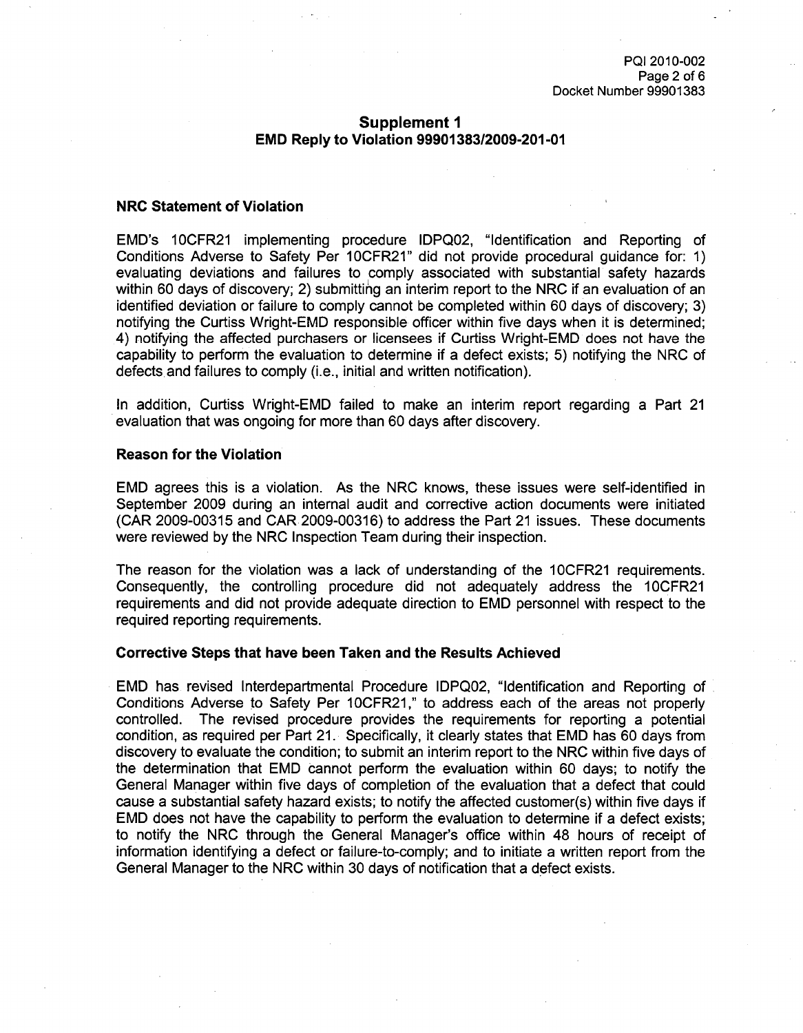## Supplement 1
## EMD Reply to Violation 99901383/2009-201-01

### NRC Statement of Violation

EMD's 10CFR21 implementing procedure IDPQ02, "Identification and Reporting of Conditions Adverse to Safety Per 10CFR21" did not provide procedural guidance for: 1) evaluating deviations and failures to comply associated with substantial safety hazards within 60 days of discovery; 2) submitting an interim report to the NRC if an evaluation of an identified deviation or failure to comply cannot be completed within 60 days of discovery; 3) notifying the Curtiss Wright-EMD responsible officer within five days when it is determined; 4) notifying the affected purchasers or licensees if Curtiss Wright-EMD does not have the capability to perform the evaluation to determine if a defect exists; 5) notifying the NRC of defects and failures to comply (i.e., initial and written notification).

In addition, Curtiss Wright-EMD failed to make an interim report regarding a Part 21 evaluation that was ongoing for more than 60 days after discovery.

### Reason for the Violation

EMD agrees this is a violation. As the NRC knows, these issues were self-identified in September 2009 during an internal audit and corrective action documents were initiated (CAR 2009-00315 and CAR 2009-00316) to address the Part 21 issues. These documents were reviewed by the NRC Inspection Team during their inspection.

The reason for the violation was a lack of understanding of the 10CFR21 requirements. Consequently, the controlling procedure did not adequately address the 10CFR21 requirements and did not provide adequate direction to EMD personnel with respect to the required reporting requirements.

### Corrective Steps that have been Taken and the Results Achieved

EMD has revised Interdepartmental Procedure IDPQ02, "Identification and Reporting of Conditions Adverse to Safety Per 10CFR21," to address each of the areas not properly controlled. The revised procedure provides the requirements for reporting a potential condition, as required per Part 21. Specifically, it clearly states that EMD has 60 days from discovery to evaluate the condition; to submit an interim report to the NRC within five days of the determination that EMD cannot perform the evaluation within 60 days; to notify the General Manager within five days of completion of the evaluation that a defect that could cause a substantial safety hazard exists; to notify the affected customer(s) within five days if EMD does not have the capability to perform the evaluation to determine if a defect exists; to notify the NRC through the General Manager's office within 48 hours of receipt of information identifying a defect or failure-to-comply; and to initiate a written report from the General Manager to the NRC within 30 days of notification that a defect exists.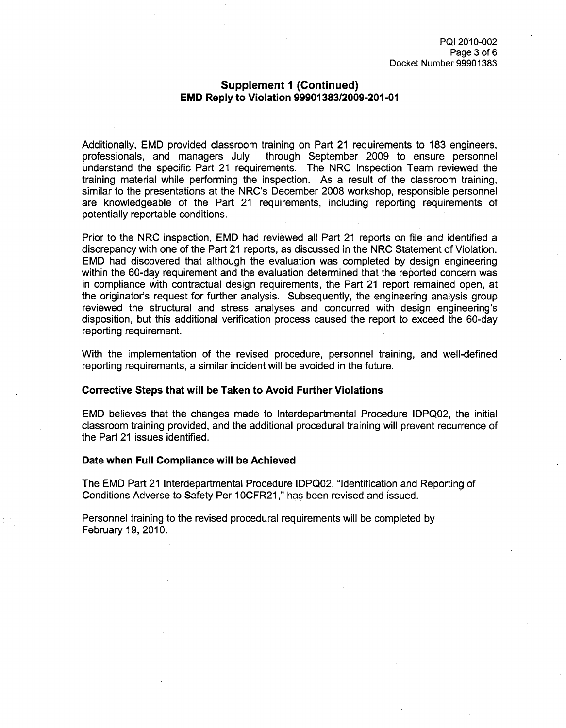## Supplement 1 (Continued)
## EMD Reply to Violation 99901383/2009-201-01

Additionally, EMD provided classroom training on Part 21 requirements to 183 engineers, professionals, and managers July through September 2009 to ensure personnel understand the specific Part 21 requirements. The NRC Inspection Team reviewed the training material while performing the inspection. As a result of the classroom training, similar to the presentations at the NRC's December 2008 workshop, responsible personnel are knowledgeable of the Part 21 requirements, including reporting requirements of potentially reportable conditions.

Prior to the NRC inspection, EMD had reviewed all Part 21 reports on file and identified a discrepancy with one of the Part 21 reports, as discussed in the NRC Statement of Violation. EMD had discovered that although the evaluation was completed by design engineering within the 60-day requirement and the evaluation determined that the reported concern was in compliance with contractual design requirements, the Part 21 report remained open, at the originator's request for further analysis. Subsequently, the engineering analysis group reviewed the structural and stress analyses and concurred with design engineering's disposition, but this additional verification process caused the report to exceed the 60-day reporting requirement.

With the implementation of the revised procedure, personnel training, and well-defined reporting requirements, a similar incident will be avoided in the future.

**Corrective Steps that will be Taken to Avoid Further Violations**

EMD believes that the changes made to Interdepartmental Procedure IDPQ02, the initial classroom training provided, and the additional procedural training will prevent recurrence of the Part 21 issues identified.

**Date when Full Compliance will be Achieved**

The EMD Part 21 Interdepartmental Procedure IDPQ02, "Identification and Reporting of Conditions Adverse to Safety Per 10CFR21," has been revised and issued.

Personnel training to the revised procedural requirements will be completed by February 19, 2010.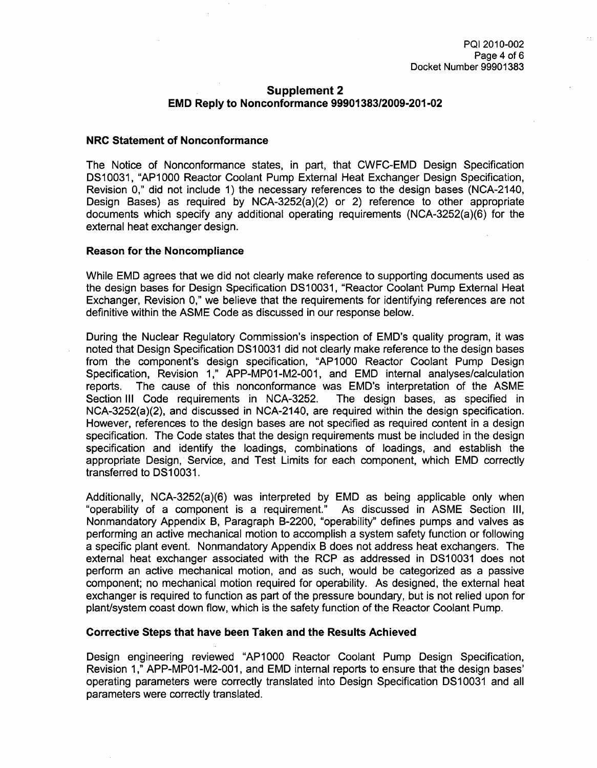## Supplement 2
## EMD Reply to Nonconformance 99901383/2009-201-02

### NRC Statement of Nonconformance

The Notice of Nonconformance states, in part, that CWFC-EMD Design Specification DS10031, "AP1000 Reactor Coolant Pump External Heat Exchanger Design Specification, Revision 0," did not include 1) the necessary references to the design bases (NCA-2140, Design Bases) as required by NCA-3252(a)(2) or 2) reference to other appropriate documents which specify any additional operating requirements (NCA-3252(a)(6) for the external heat exchanger design.

### Reason for the Noncompliance

While EMD agrees that we did not clearly make reference to supporting documents used as the design bases for Design Specification DS10031, "Reactor Coolant Pump External Heat Exchanger, Revision 0," we believe that the requirements for identifying references are not definitive within the ASME Code as discussed in our response below.

During the Nuclear Regulatory Commission's inspection of EMD's quality program, it was noted that Design Specification DS10031 did not clearly make reference to the design bases from the component's design specification, "AP1000 Reactor Coolant Pump Design Specification, Revision 1," APP-MP01-M2-001, and EMD internal analyses/calculation reports. The cause of this nonconformance was EMD's interpretation of the ASME Section III Code requirements in NCA-3252. The design bases, as specified in NCA-3252(a)(2), and discussed in NCA-2140, are required within the design specification. However, references to the design bases are not specified as required content in a design specification. The Code states that the design requirements must be included in the design specification and identify the loadings, combinations of loadings, and establish the appropriate Design, Service, and Test Limits for each component, which EMD correctly transferred to DS10031.

Additionally, NCA-3252(a)(6) was interpreted by EMD as being applicable only when "operability of a component is a requirement." As discussed in ASME Section III, Nonmandatory Appendix B, Paragraph B-2200, "operability" defines pumps and valves as performing an active mechanical motion to accomplish a system safety function or following a specific plant event. Nonmandatory Appendix B does not address heat exchangers. The external heat exchanger associated with the RCP as addressed in DS10031 does not perform an active mechanical motion, and as such, would be categorized as a passive component; no mechanical motion required for operability. As designed, the external heat exchanger is required to function as part of the pressure boundary, but is not relied upon for plant/system coast down flow, which is the safety function of the Reactor Coolant Pump.

### Corrective Steps that have been Taken and the Results Achieved

Design engineering reviewed "AP1000 Reactor Coolant Pump Design Specification, Revision 1," APP-MP01-M2-001, and EMD internal reports to ensure that the design bases' operating parameters were correctly translated into Design Specification DS10031 and all parameters were correctly translated.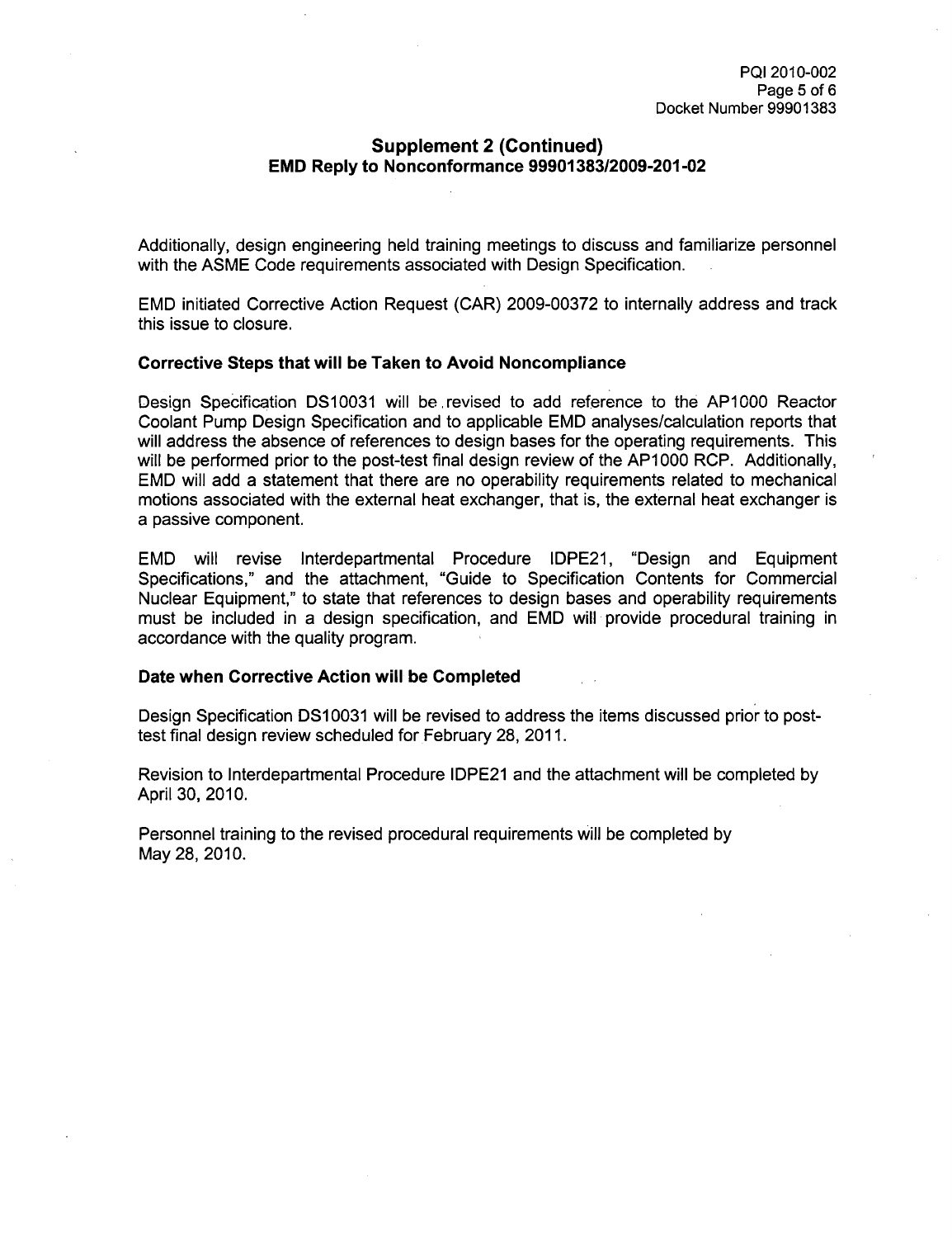## Supplement 2 (Continued)
## EMD Reply to Nonconformance 99901383/2009-201-02

Additionally, design engineering held training meetings to discuss and familiarize personnel with the ASME Code requirements associated with Design Specification.

EMD initiated Corrective Action Request (CAR) 2009-00372 to internally address and track this issue to closure.

**Corrective Steps that will be Taken to Avoid Noncompliance**

Design Specification DS10031 will be revised to add reference to the AP1000 Reactor Coolant Pump Design Specification and to applicable EMD analyses/calculation reports that will address the absence of references to design bases for the operating requirements. This will be performed prior to the post-test final design review of the AP1000 RCP. Additionally, EMD will add a statement that there are no operability requirements related to mechanical motions associated with the external heat exchanger, that is, the external heat exchanger is a passive component.

EMD will revise Interdepartmental Procedure IDPE21, "Design and Equipment Specifications," and the attachment, "Guide to Specification Contents for Commercial Nuclear Equipment," to state that references to design bases and operability requirements must be included in a design specification, and EMD will provide procedural training in accordance with the quality program.

**Date when Corrective Action will be Completed**

Design Specification DS10031 will be revised to address the items discussed prior to post-test final design review scheduled for February 28, 2011.

Revision to Interdepartmental Procedure IDPE21 and the attachment will be completed by April 30, 2010.

Personnel training to the revised procedural requirements will be completed by May 28, 2010.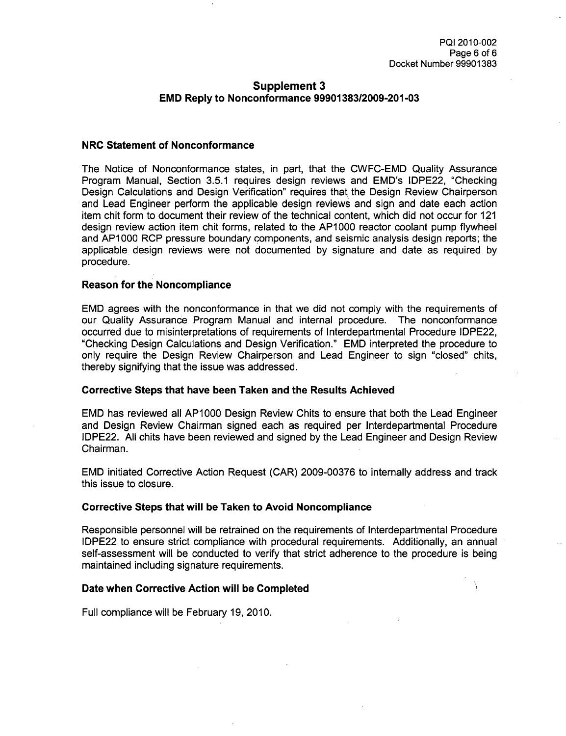# Supplement 3
## EMD Reply to Nonconformance 99901383/2009-201-03

### NRC Statement of Nonconformance

The Notice of Nonconformance states, in part, that the CWFC-EMD Quality Assurance Program Manual, Section 3.5.1 requires design reviews and EMD's IDPE22, "Checking Design Calculations and Design Verification" requires that the Design Review Chairperson and Lead Engineer perform the applicable design reviews and sign and date each action item chit form to document their review of the technical content, which did not occur for 121 design review action item chit forms, related to the AP1000 reactor coolant pump flywheel and AP1000 RCP pressure boundary components, and seismic analysis design reports; the applicable design reviews were not documented by signature and date as required by procedure.

### Reason for the Noncompliance

EMD agrees with the nonconformance in that we did not comply with the requirements of our Quality Assurance Program Manual and internal procedure. The nonconformance occurred due to misinterpretations of requirements of Interdepartmental Procedure IDPE22, "Checking Design Calculations and Design Verification." EMD interpreted the procedure to only require the Design Review Chairperson and Lead Engineer to sign "closed" chits, thereby signifying that the issue was addressed.

### Corrective Steps that have been Taken and the Results Achieved

EMD has reviewed all AP1000 Design Review Chits to ensure that both the Lead Engineer and Design Review Chairman signed each as required per Interdepartmental Procedure IDPE22. All chits have been reviewed and signed by the Lead Engineer and Design Review Chairman.

EMD initiated Corrective Action Request (CAR) 2009-00376 to internally address and track this issue to closure.

### Corrective Steps that will be Taken to Avoid Noncompliance

Responsible personnel will be retrained on the requirements of Interdepartmental Procedure IDPE22 to ensure strict compliance with procedural requirements. Additionally, an annual self-assessment will be conducted to verify that strict adherence to the procedure is being maintained including signature requirements.

### Date when Corrective Action will be Completed

Full compliance will be February 19, 2010.